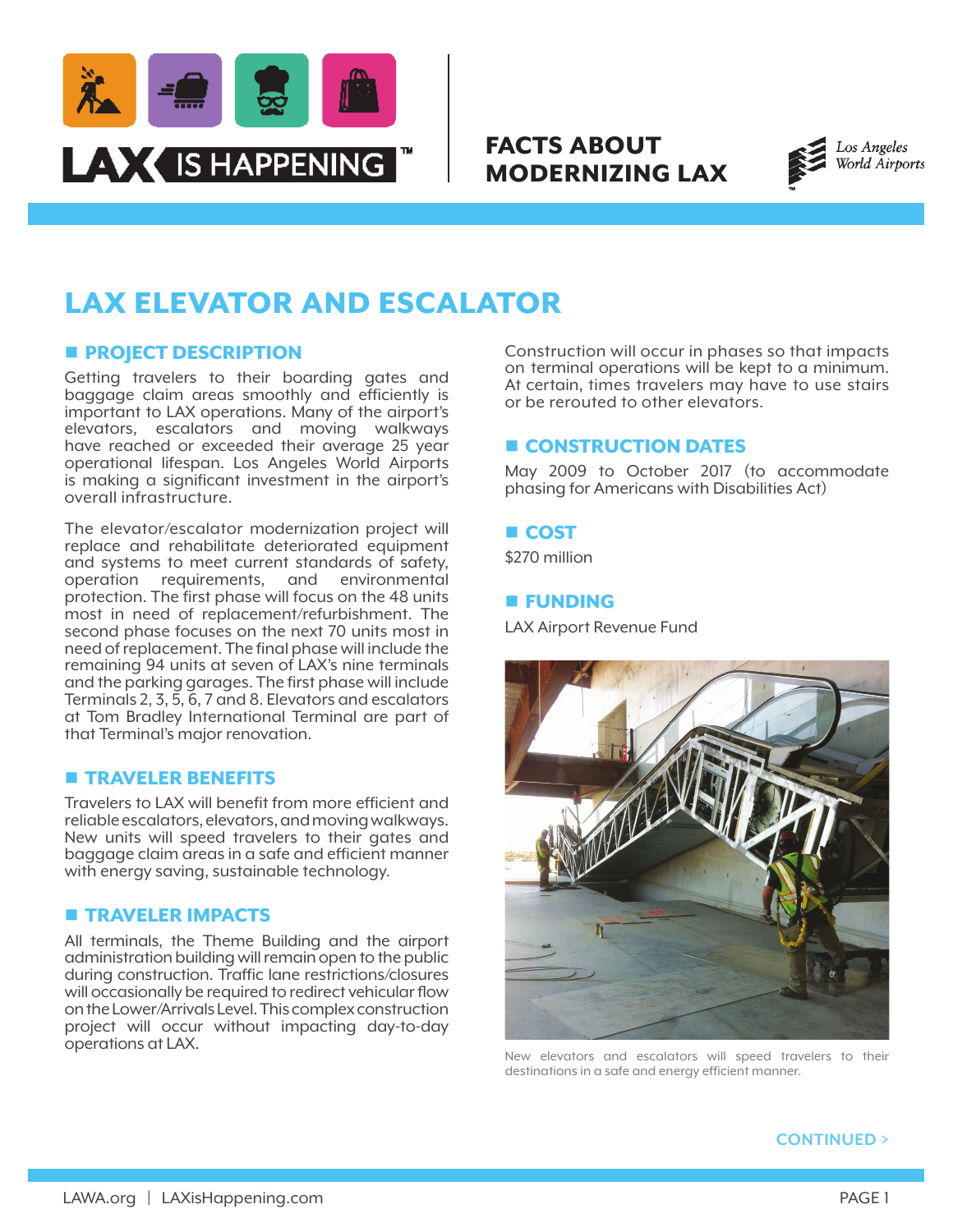# LAX IS HAPPENING™

## FACTS ABOUT MODERNIZING LAX

Los Angeles World Airports

# LAX ELEVATOR AND ESCALATOR

## PROJECT DESCRIPTION

Getting travelers to their boarding gates and baggage claim areas smoothly and efficiently is important to LAX operations. Many of the airport's elevators, escalators and moving walkways have reached or exceeded their average 25 year operational lifespan. Los Angeles World Airports is making a significant investment in the airport's overall infrastructure.

The elevator/escalator modernization project will replace and rehabilitate deteriorated equipment and systems to meet current standards of safety, operation requirements, and environmental protection. The first phase will focus on the 48 units most in need of replacement/refurbishment. The second phase focuses on the next 70 units most in need of replacement. The final phase will include the remaining 94 units at seven of LAX's nine terminals and the parking garages. The first phase will include Terminals 2, 3, 5, 6, 7 and 8. Elevators and escalators at Tom Bradley International Terminal are part of that Terminal's major renovation.

## TRAVELER BENEFITS

Travelers to LAX will benefit from more efficient and reliable escalators, elevators, and moving walkways. New units will speed travelers to their gates and baggage claim areas in a safe and efficient manner with energy saving, sustainable technology.

## TRAVELER IMPACTS

All terminals, the Theme Building and the airport administration building will remain open to the public during construction. Traffic lane restrictions/closures will occasionally be required to redirect vehicular flow on the Lower/Arrivals Level. This complex construction project will occur without impacting day-to-day operations at LAX.

Construction will occur in phases so that impacts on terminal operations will be kept to a minimum. At certain, times travelers may have to use stairs or be rerouted to other elevators.

## CONSTRUCTION DATES

May 2009 to October 2017 (to accommodate phasing for Americans with Disabilities Act)

## COST

$270 million

## FUNDING

LAX Airport Revenue Fund

New elevators and escalators will speed travelers to their destinations in a safe and energy efficient manner.

CONTINUED >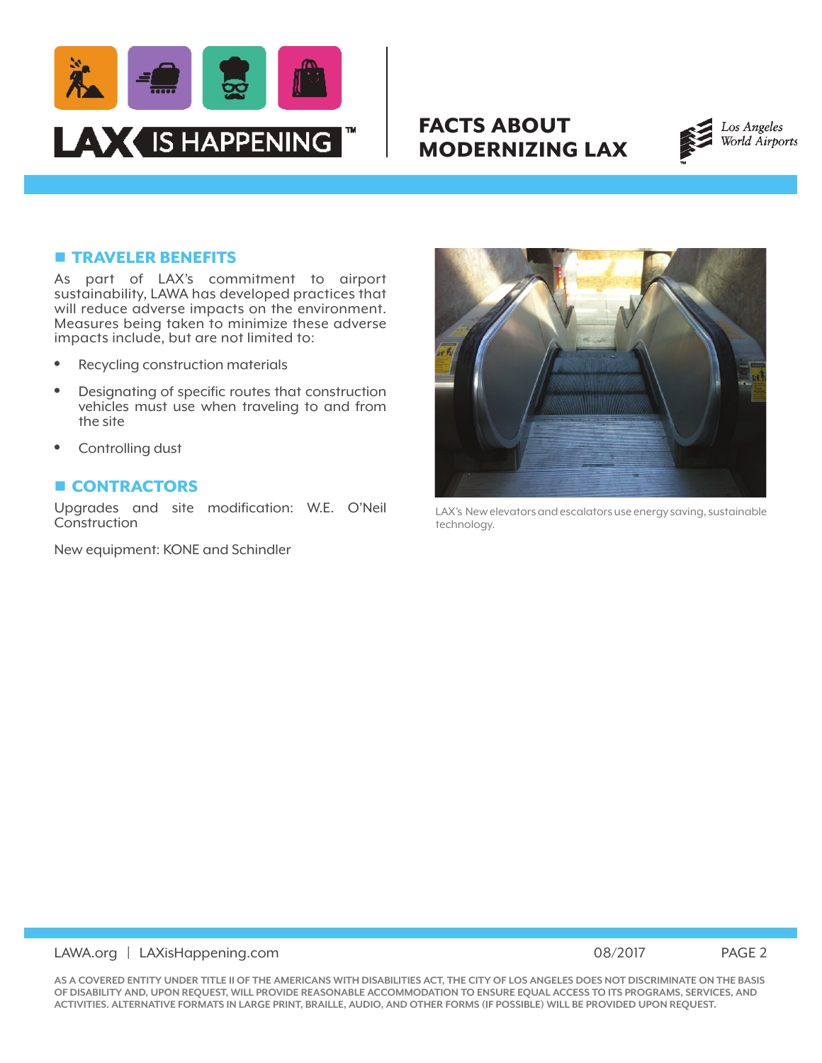## TRAVELER BENEFITS

As part of LAX's commitment to airport sustainability, LAWA has developed practices that will reduce adverse impacts on the environment. Measures being taken to minimize these adverse impacts include, but are not limited to:

- Recycling construction materials
- Designating of specific routes that construction vehicles must use when traveling to and from the site
- Controlling dust

## CONTRACTORS

Upgrades and site modification: W.E. O'Neil Construction

New equipment: KONE and Schindler

LAX's New elevators and escalators use energy saving, sustainable technology.

AS A COVERED ENTITY UNDER TITLE II OF THE AMERICANS WITH DISABILITIES ACT, THE CITY OF LOS ANGELES DOES NOT DISCRIMINATE ON THE BASIS OF DISABILITY AND, UPON REQUEST, WILL PROVIDE REASONABLE ACCOMMODATION TO ENSURE EQUAL ACCESS TO ITS PROGRAMS, SERVICES, AND ACTIVITIES. ALTERNATIVE FORMATS IN LARGE PRINT, BRAILLE, AUDIO, AND OTHER FORMS (IF POSSIBLE) WILL BE PROVIDED UPON REQUEST.